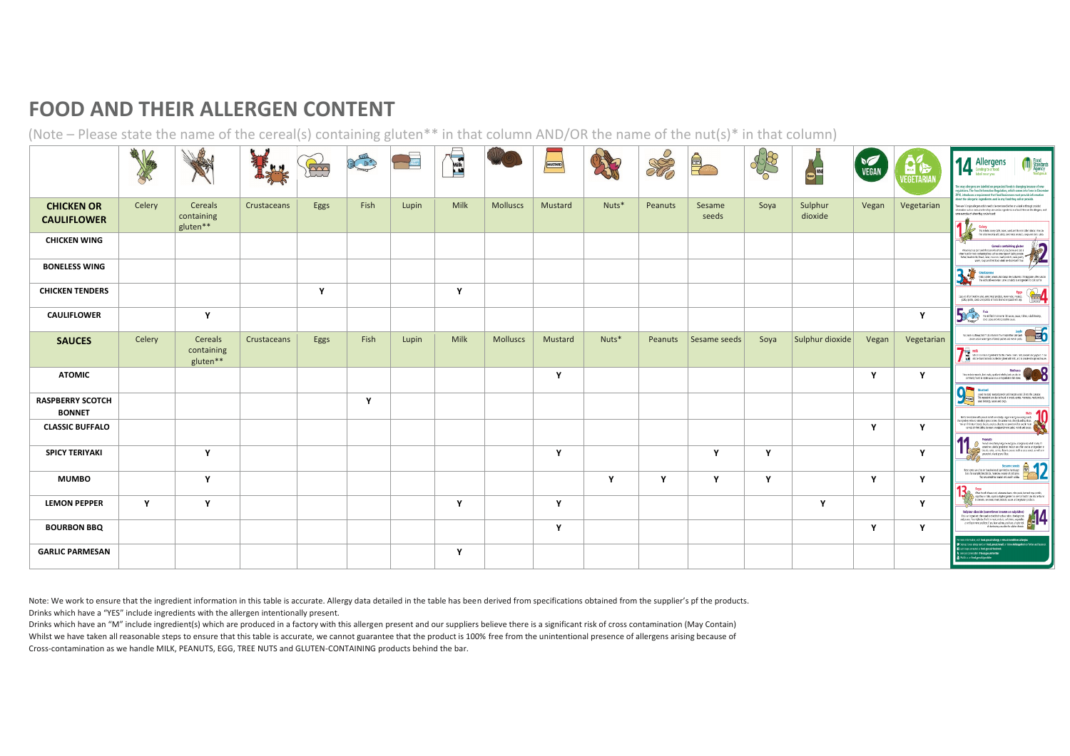# FOOD AND THEIR ALLERGEN CONTENT

(Note – Please state the name of the cereal(s) containing gluten** in that column AND/OR the name of the nut(s)* in that column)

| CHICKEN OR CAULIFLOWER | Celery | Cereals containing gluten** | Crustaceans | Eggs | Fish | Lupin | Milk | Molluscs | Mustard | Nuts* | Peanuts | Sesame seeds | Soya | Sulphur dioxide | Vegan | Vegetarian |
|---|---|---|---|---|---|---|---|---|---|---|---|---|---|---|---|---|
| CHICKEN WING | | | | | | | | | | | | | | | | |
| BONELESS WING | | | | | | | | | | | | | | | | |
| CHICKEN TENDERS | | | | Y | | | Y | | | | | | | | | |
| CAULIFLOWER | | Y | | | | | | | | | | | | | | Y |
| **SAUCES** | Celery | Cereals containing gluten** | Crustaceans | Eggs | Fish | Lupin | Milk | Molluscs | Mustard | Nuts* | Peanuts | Sesame seeds | Soya | Sulphur dioxide | Vegan | Vegetarian |
| ATOMIC | | | | | | | | | Y | | | | | | Y | Y |
| RASPBERRY SCOTCH BONNET | | | | | Y | | | | | | | | | | | |
| CLASSIC BUFFALO | | | | | | | | | | | | | | | Y | Y |
| SPICY TERIYAKI | | Y | | | | | | | Y | | | Y | Y | | | Y |
| MUMBO | | Y | | | | | | | | Y | Y | Y | Y | | Y | Y |
| LEMON PEPPER | Y | Y | | | | | Y | | Y | | | | | Y | | Y |
| BOURBON BBQ | | | | | | | | | Y | | | | | | Y | Y |
| GARLIC PARMESAN | | | | | | | Y | | | | | | | | | |

Note: We work to ensure that the ingredient information in this table is accurate. Allergy data detailed in the table has been derived from specifications obtained from the supplier's pf the products.
Drinks which have a "YES" include ingredients with the allergen intentionally present.
Drinks which have an "M" include ingredient(s) which are produced in a factory with this allergen present and our suppliers believe there is a significant risk of cross contamination (May Contain)
Whilst we have taken all reasonable steps to ensure that this table is accurate, we cannot guarantee that the product is 100% free from the unintentional presence of allergens arising because of Cross-contamination as we handle MILK, PEANUTS, EGG, TREE NUTS and GLUTEN-CONTAINING products behind the bar.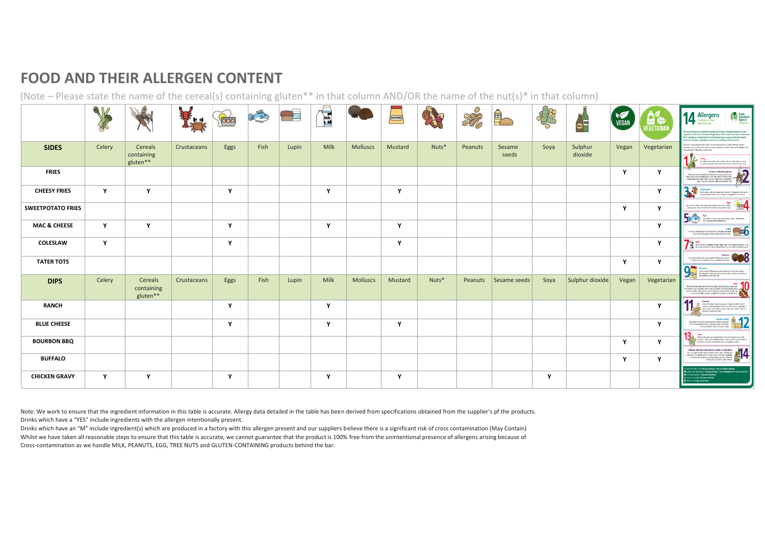# FOOD AND THEIR ALLERGEN CONTENT

(Note – Please state the name of the cereal(s) containing gluten** in that column AND/OR the name of the nut(s)* in that column)

| SIDES | Celery | Cereals containing gluten** | Crustaceans | Eggs | Fish | Lupin | Milk | Molluscs | Mustard | Nuts* | Peanuts | Sesame seeds | Soya | Sulphur dioxide | Vegan | Vegetarian |
|---|---|---|---|---|---|---|---|---|---|---|---|---|---|---|---|---|
| FRIES | | | | | | | | | | | | | | | Y | Y |
| CHEESY FRIES | Y | Y | | Y | | | Y | | Y | | | | | | | Y |
| SWEETPOTATO FRIES | | | | | | | | | | | | | | | Y | Y |
| MAC & CHEESE | Y | Y | | Y | | | Y | | Y | | | | | | | Y |
| COLESLAW | Y | | | Y | | | | | Y | | | | | | | Y |
| TATER TOTS | | | | | | | | | | | | | | | Y | Y |
| **DIPS** | Celery | Cereals containing gluten** | Crustaceans | Eggs | Fish | Lupin | Milk | Molluscs | Mustard | Nuts* | Peanuts | Sesame seeds | Soya | Sulphur dioxide | Vegan | Vegetarian |
| RANCH | | | | Y | | | Y | | | | | | | | | Y |
| BLUE CHEESE | | | | Y | | | Y | | Y | | | | | | | Y |
| BOURBON BBQ | | | | | | | | | | | | | | | Y | Y |
| BUFFALO | | | | | | | | | | | | | | | Y | Y |
| CHICKEN GRAVY | Y | Y | | Y | | | Y | | Y | | | | Y | | | |

Note: We work to ensure that the ingredient information in this table is accurate. Allergy data detailed in the table has been derived from specifications obtained from the supplier's pf the products.
Drinks which have a "YES" include ingredients with the allergen intentionally present.
Drinks which have an "M" include ingredient(s) which are produced in a factory with this allergen present and our suppliers believe there is a significant risk of cross contamination (May Contain)
Whilst we have taken all reasonable steps to ensure that this table is accurate, we cannot guarantee that the product is 100% free from the unintentional presence of allergens arising because of Cross-contamination as we handle MILK, PEANUTS, EGG, TREE NUTS and GLUTEN-CONTAINING products behind the bar.